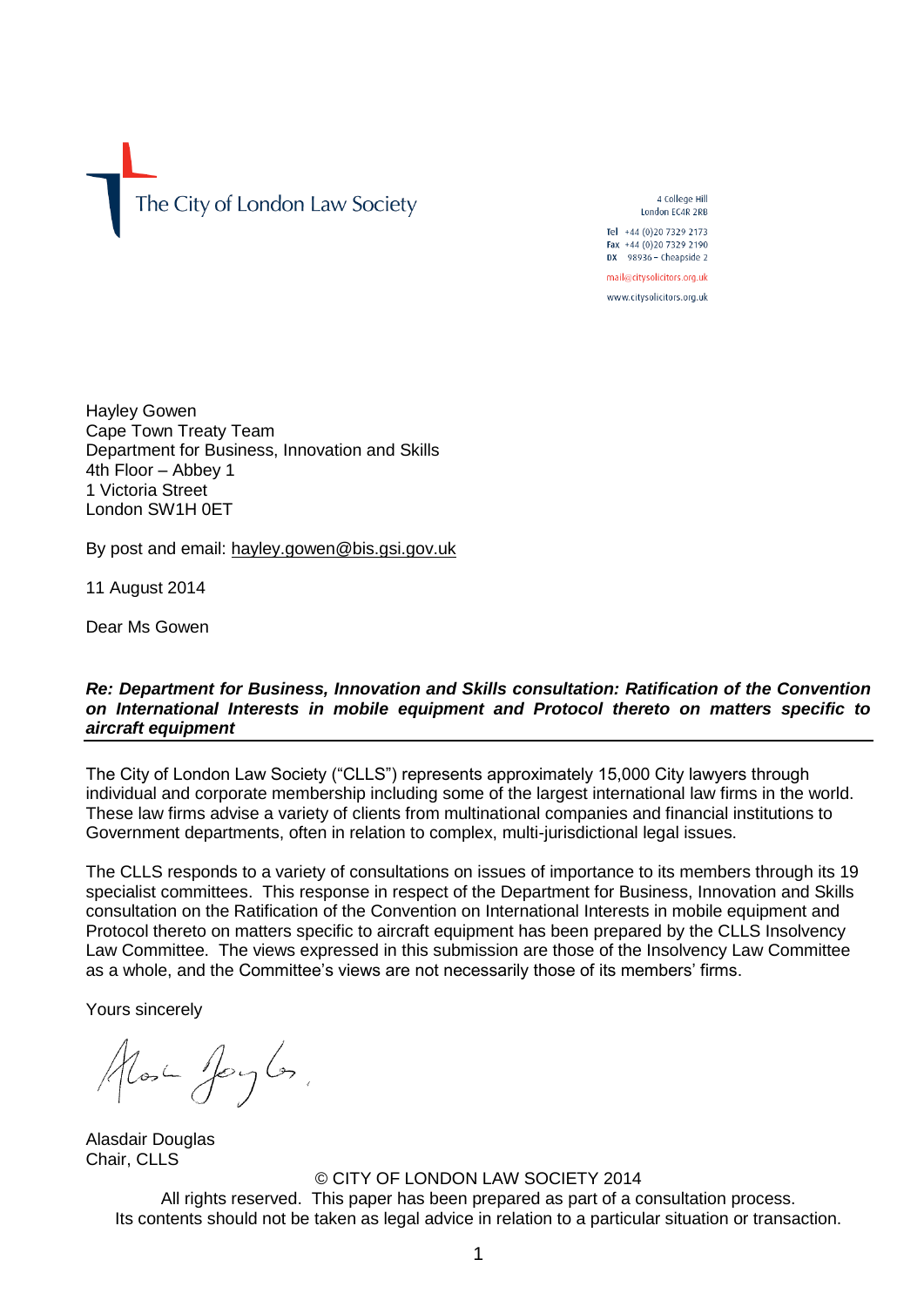The City of London Law Society

4 College Hill
London EC4R 2RB

Tel +44 (0)20 7329 2173
Fax +44 (0)20 7329 2190
DX 98936 – Cheapside 2

mail@citysolicitors.org.uk

www.citysolicitors.org.uk

Hayley Gowen
Cape Town Treaty Team
Department for Business, Innovation and Skills
4th Floor – Abbey 1
1 Victoria Street
London SW1H 0ET

By post and email: hayley.gowen@bis.gsi.gov.uk

11 August 2014

Dear Ms Gowen

***Re: Department for Business, Innovation and Skills consultation: Ratification of the Convention on International Interests in mobile equipment and Protocol thereto on matters specific to aircraft equipment***

The City of London Law Society ("CLLS") represents approximately 15,000 City lawyers through individual and corporate membership including some of the largest international law firms in the world. These law firms advise a variety of clients from multinational companies and financial institutions to Government departments, often in relation to complex, multi-jurisdictional legal issues.

The CLLS responds to a variety of consultations on issues of importance to its members through its 19 specialist committees. This response in respect of the Department for Business, Innovation and Skills consultation on the Ratification of the Convention on International Interests in mobile equipment and Protocol thereto on matters specific to aircraft equipment has been prepared by the CLLS Insolvency Law Committee. The views expressed in this submission are those of the Insolvency Law Committee as a whole, and the Committee's views are not necessarily those of its members' firms.

Yours sincerely

Alasdair Douglas
Chair, CLLS

© CITY OF LONDON LAW SOCIETY 2014
All rights reserved. This paper has been prepared as part of a consultation process.
Its contents should not be taken as legal advice in relation to a particular situation or transaction.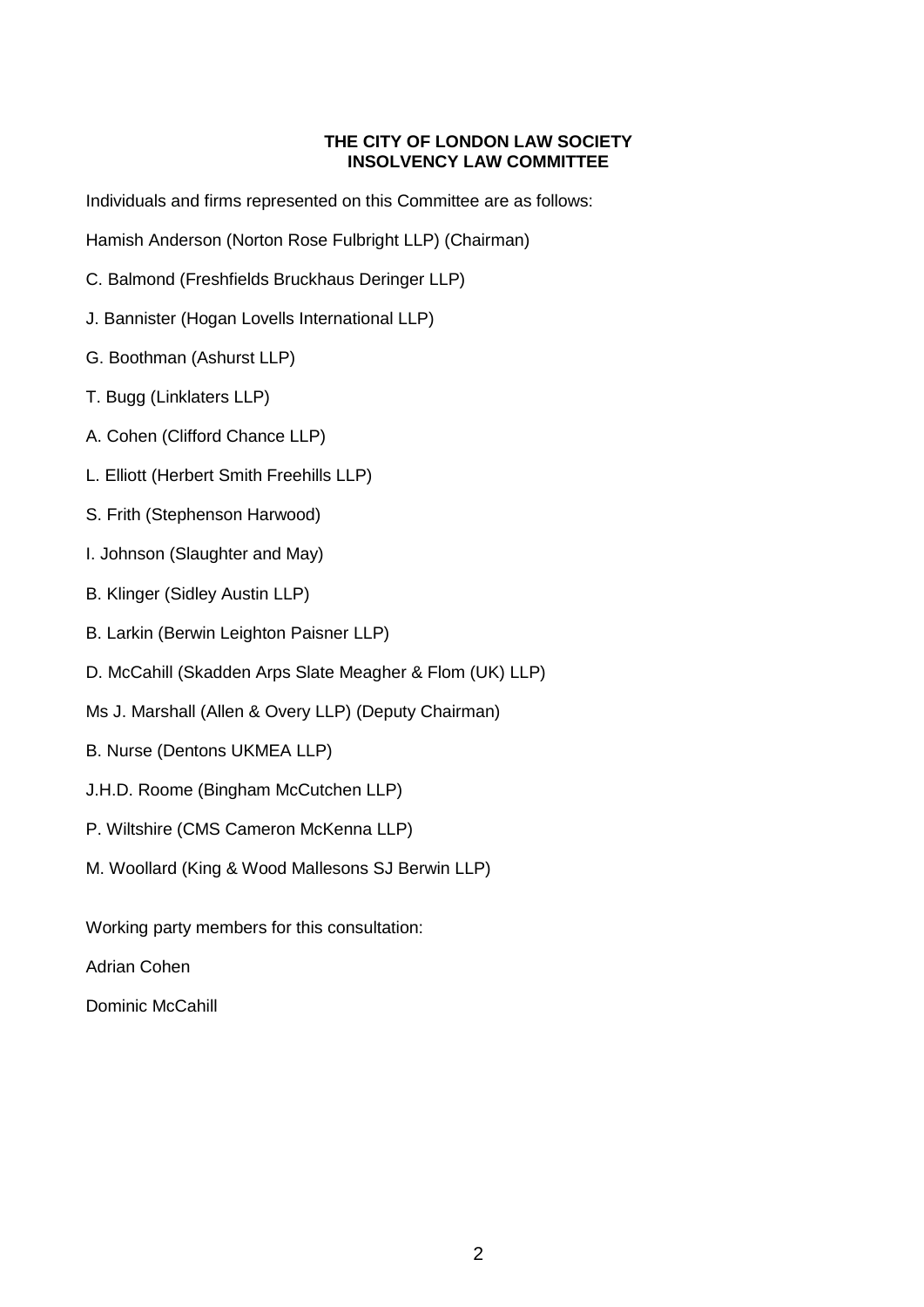**THE CITY OF LONDON LAW SOCIETY**
**INSOLVENCY LAW COMMITTEE**

Individuals and firms represented on this Committee are as follows:

Hamish Anderson (Norton Rose Fulbright LLP) (Chairman)

C. Balmond (Freshfields Bruckhaus Deringer LLP)

J. Bannister (Hogan Lovells International LLP)

G. Boothman (Ashurst LLP)

T. Bugg (Linklaters LLP)

A. Cohen (Clifford Chance LLP)

L. Elliott (Herbert Smith Freehills LLP)

S. Frith (Stephenson Harwood)

I. Johnson (Slaughter and May)

B. Klinger (Sidley Austin LLP)

B. Larkin (Berwin Leighton Paisner LLP)

D. McCahill (Skadden Arps Slate Meagher & Flom (UK) LLP)

Ms J. Marshall (Allen & Overy LLP) (Deputy Chairman)

B. Nurse (Dentons UKMEA LLP)

J.H.D. Roome (Bingham McCutchen LLP)

P. Wiltshire (CMS Cameron McKenna LLP)

M. Woollard (King & Wood Mallesons SJ Berwin LLP)

Working party members for this consultation:

Adrian Cohen

Dominic McCahill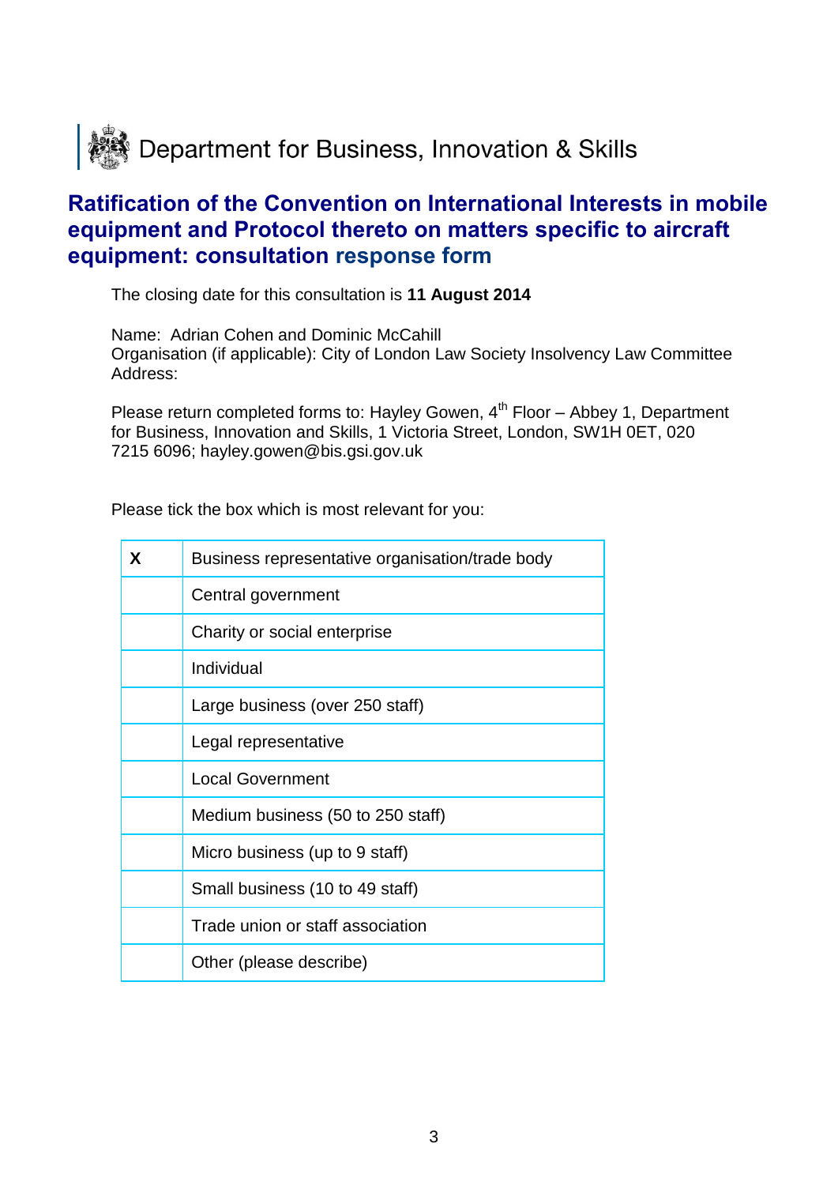Department for Business, Innovation & Skills

# Ratification of the Convention on International Interests in mobile equipment and Protocol thereto on matters specific to aircraft equipment: consultation response form

The closing date for this consultation is **11 August 2014**

Name: Adrian Cohen and Dominic McCahill
Organisation (if applicable): City of London Law Society Insolvency Law Committee
Address:

Please return completed forms to: Hayley Gowen, 4th Floor – Abbey 1, Department for Business, Innovation and Skills, 1 Victoria Street, London, SW1H 0ET, 020 7215 6096; hayley.gowen@bis.gsi.gov.uk

Please tick the box which is most relevant for you:

| | |
|---|---|
| **X** | Business representative organisation/trade body |
| | Central government |
| | Charity or social enterprise |
| | Individual |
| | Large business (over 250 staff) |
| | Legal representative |
| | Local Government |
| | Medium business (50 to 250 staff) |
| | Micro business (up to 9 staff) |
| | Small business (10 to 49 staff) |
| | Trade union or staff association |
| | Other (please describe) |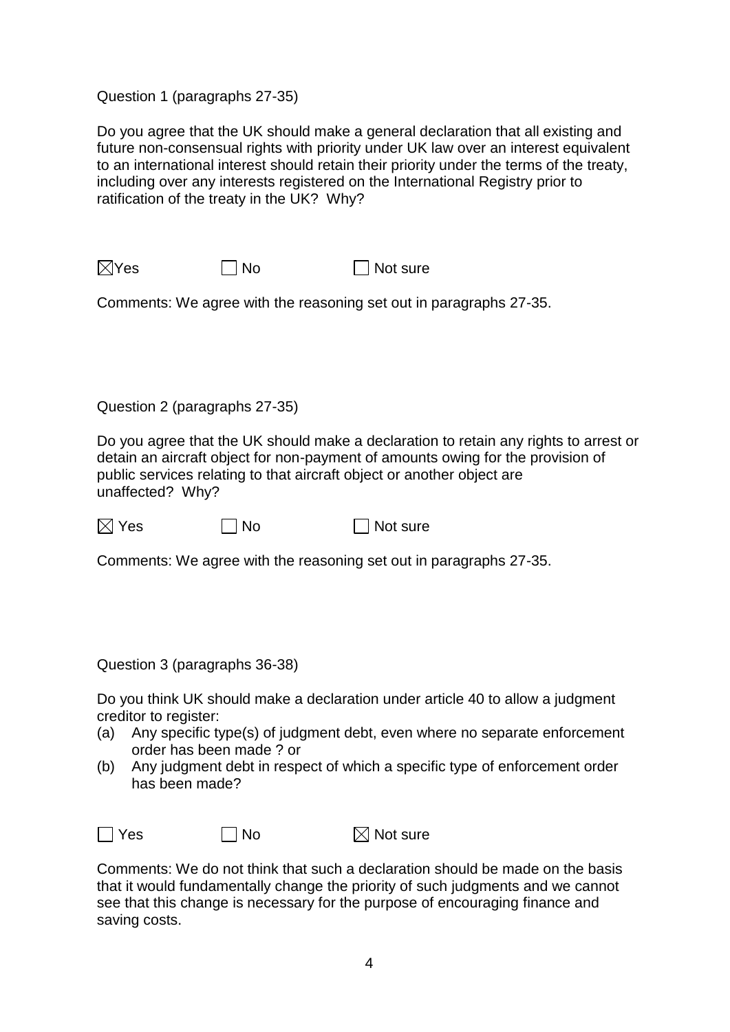Question 1 (paragraphs 27-35)

Do you agree that the UK should make a general declaration that all existing and future non-consensual rights with priority under UK law over an interest equivalent to an international interest should retain their priority under the terms of the treaty, including over any interests registered on the International Registry prior to ratification of the treaty in the UK? Why?

☒ Yes ☐ No ☐ Not sure

Comments: We agree with the reasoning set out in paragraphs 27-35.

Question 2 (paragraphs 27-35)

Do you agree that the UK should make a declaration to retain any rights to arrest or detain an aircraft object for non-payment of amounts owing for the provision of public services relating to that aircraft object or another object are unaffected? Why?

☒ Yes ☐ No ☐ Not sure

Comments: We agree with the reasoning set out in paragraphs 27-35.

Question 3 (paragraphs 36-38)

Do you think UK should make a declaration under article 40 to allow a judgment creditor to register:

(a) Any specific type(s) of judgment debt, even where no separate enforcement order has been made ? or
(b) Any judgment debt in respect of which a specific type of enforcement order has been made?

☐ Yes ☐ No ☒ Not sure

Comments: We do not think that such a declaration should be made on the basis that it would fundamentally change the priority of such judgments and we cannot see that this change is necessary for the purpose of encouraging finance and saving costs.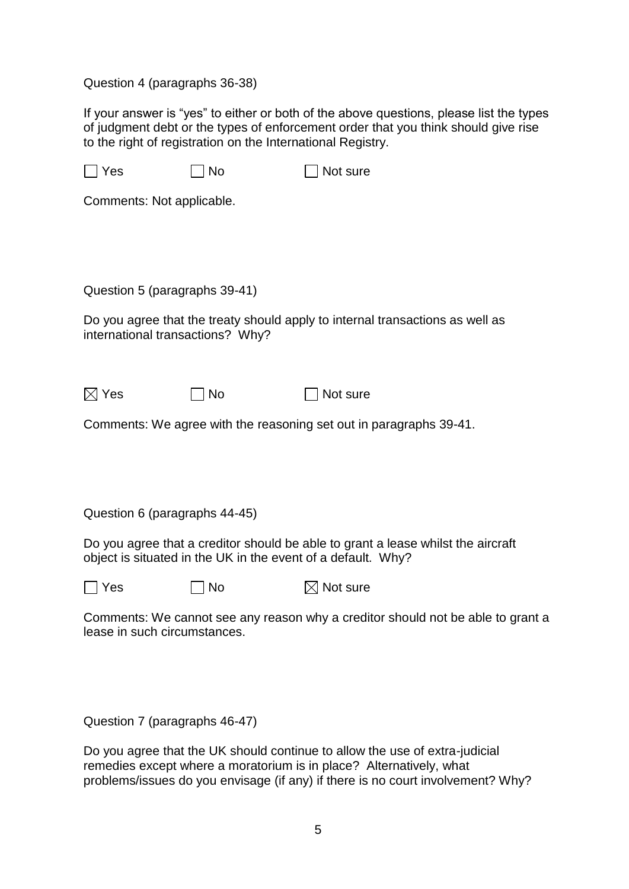Question 4 (paragraphs 36-38)

If your answer is "yes" to either or both of the above questions, please list the types of judgment debt or the types of enforcement order that you think should give rise to the right of registration on the International Registry.

☐ Yes ☐ No ☐ Not sure

Comments: Not applicable.

Question 5 (paragraphs 39-41)

Do you agree that the treaty should apply to internal transactions as well as international transactions? Why?

☒ Yes ☐ No ☐ Not sure

Comments: We agree with the reasoning set out in paragraphs 39-41.

Question 6 (paragraphs 44-45)

Do you agree that a creditor should be able to grant a lease whilst the aircraft object is situated in the UK in the event of a default. Why?

☐ Yes ☐ No ☒ Not sure

Comments: We cannot see any reason why a creditor should not be able to grant a lease in such circumstances.

Question 7 (paragraphs 46-47)

Do you agree that the UK should continue to allow the use of extra-judicial remedies except where a moratorium is in place? Alternatively, what problems/issues do you envisage (if any) if there is no court involvement? Why?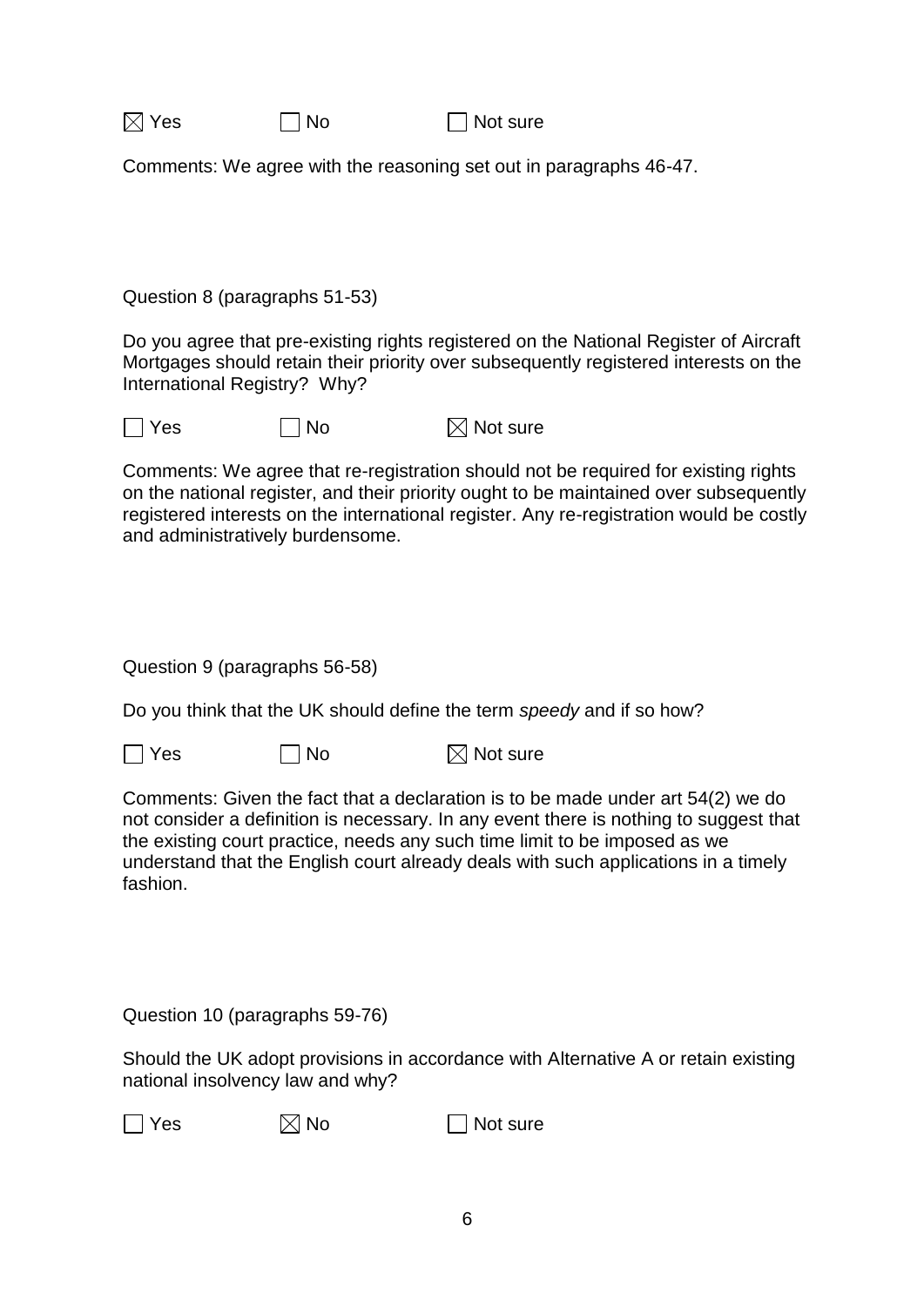☒ Yes ☐ No ☐ Not sure

Comments: We agree with the reasoning set out in paragraphs 46-47.

Question 8 (paragraphs 51-53)

Do you agree that pre-existing rights registered on the National Register of Aircraft Mortgages should retain their priority over subsequently registered interests on the International Registry? Why?

☐ Yes ☐ No ☒ Not sure

Comments: We agree that re-registration should not be required for existing rights on the national register, and their priority ought to be maintained over subsequently registered interests on the international register. Any re-registration would be costly and administratively burdensome.

Question 9 (paragraphs 56-58)

Do you think that the UK should define the term *speedy* and if so how?

☐ Yes ☐ No ☒ Not sure

Comments: Given the fact that a declaration is to be made under art 54(2) we do not consider a definition is necessary. In any event there is nothing to suggest that the existing court practice, needs any such time limit to be imposed as we understand that the English court already deals with such applications in a timely fashion.

Question 10 (paragraphs 59-76)

Should the UK adopt provisions in accordance with Alternative A or retain existing national insolvency law and why?

☐ Yes ☒ No ☐ Not sure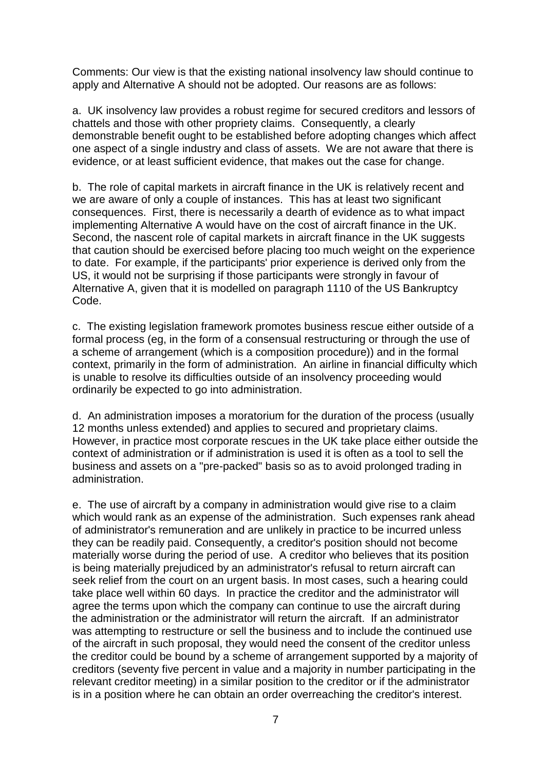Comments: Our view is that the existing national insolvency law should continue to apply and Alternative A should not be adopted. Our reasons are as follows:

a. UK insolvency law provides a robust regime for secured creditors and lessors of chattels and those with other propriety claims. Consequently, a clearly demonstrable benefit ought to be established before adopting changes which affect one aspect of a single industry and class of assets. We are not aware that there is evidence, or at least sufficient evidence, that makes out the case for change.

b. The role of capital markets in aircraft finance in the UK is relatively recent and we are aware of only a couple of instances. This has at least two significant consequences. First, there is necessarily a dearth of evidence as to what impact implementing Alternative A would have on the cost of aircraft finance in the UK. Second, the nascent role of capital markets in aircraft finance in the UK suggests that caution should be exercised before placing too much weight on the experience to date. For example, if the participants' prior experience is derived only from the US, it would not be surprising if those participants were strongly in favour of Alternative A, given that it is modelled on paragraph 1110 of the US Bankruptcy Code.

c. The existing legislation framework promotes business rescue either outside of a formal process (eg, in the form of a consensual restructuring or through the use of a scheme of arrangement (which is a composition procedure)) and in the formal context, primarily in the form of administration. An airline in financial difficulty which is unable to resolve its difficulties outside of an insolvency proceeding would ordinarily be expected to go into administration.

d. An administration imposes a moratorium for the duration of the process (usually 12 months unless extended) and applies to secured and proprietary claims. However, in practice most corporate rescues in the UK take place either outside the context of administration or if administration is used it is often as a tool to sell the business and assets on a "pre-packed" basis so as to avoid prolonged trading in administration.

e. The use of aircraft by a company in administration would give rise to a claim which would rank as an expense of the administration. Such expenses rank ahead of administrator's remuneration and are unlikely in practice to be incurred unless they can be readily paid. Consequently, a creditor's position should not become materially worse during the period of use. A creditor who believes that its position is being materially prejudiced by an administrator's refusal to return aircraft can seek relief from the court on an urgent basis. In most cases, such a hearing could take place well within 60 days. In practice the creditor and the administrator will agree the terms upon which the company can continue to use the aircraft during the administration or the administrator will return the aircraft. If an administrator was attempting to restructure or sell the business and to include the continued use of the aircraft in such proposal, they would need the consent of the creditor unless the creditor could be bound by a scheme of arrangement supported by a majority of creditors (seventy five percent in value and a majority in number participating in the relevant creditor meeting) in a similar position to the creditor or if the administrator is in a position where he can obtain an order overreaching the creditor's interest.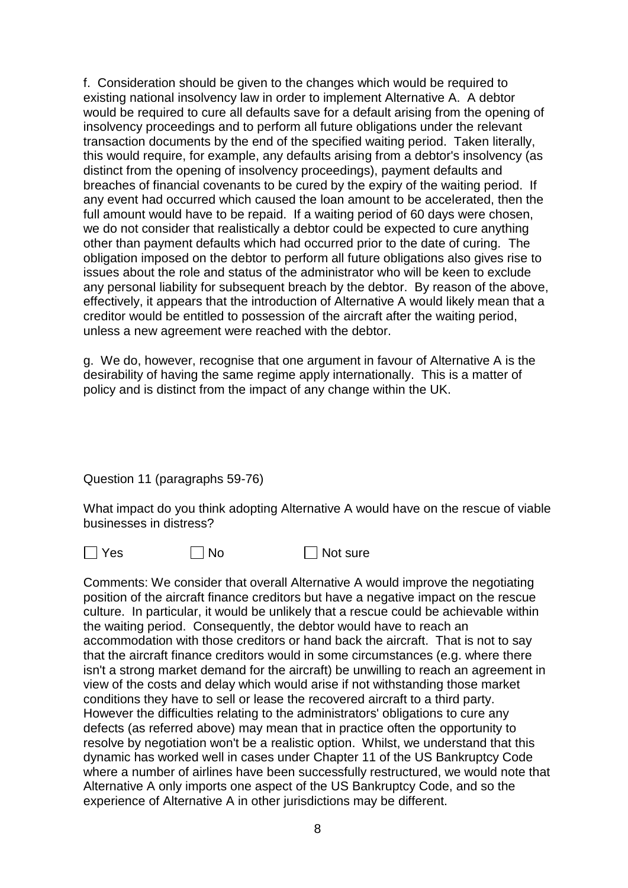f. Consideration should be given to the changes which would be required to existing national insolvency law in order to implement Alternative A. A debtor would be required to cure all defaults save for a default arising from the opening of insolvency proceedings and to perform all future obligations under the relevant transaction documents by the end of the specified waiting period. Taken literally, this would require, for example, any defaults arising from a debtor's insolvency (as distinct from the opening of insolvency proceedings), payment defaults and breaches of financial covenants to be cured by the expiry of the waiting period. If any event had occurred which caused the loan amount to be accelerated, then the full amount would have to be repaid. If a waiting period of 60 days were chosen, we do not consider that realistically a debtor could be expected to cure anything other than payment defaults which had occurred prior to the date of curing. The obligation imposed on the debtor to perform all future obligations also gives rise to issues about the role and status of the administrator who will be keen to exclude any personal liability for subsequent breach by the debtor. By reason of the above, effectively, it appears that the introduction of Alternative A would likely mean that a creditor would be entitled to possession of the aircraft after the waiting period, unless a new agreement were reached with the debtor.

g. We do, however, recognise that one argument in favour of Alternative A is the desirability of having the same regime apply internationally. This is a matter of policy and is distinct from the impact of any change within the UK.

Question 11 (paragraphs 59-76)

What impact do you think adopting Alternative A would have on the rescue of viable businesses in distress?

☐ Yes ☐ No ☐ Not sure

Comments: We consider that overall Alternative A would improve the negotiating position of the aircraft finance creditors but have a negative impact on the rescue culture. In particular, it would be unlikely that a rescue could be achievable within the waiting period. Consequently, the debtor would have to reach an accommodation with those creditors or hand back the aircraft. That is not to say that the aircraft finance creditors would in some circumstances (e.g. where there isn't a strong market demand for the aircraft) be unwilling to reach an agreement in view of the costs and delay which would arise if not withstanding those market conditions they have to sell or lease the recovered aircraft to a third party. However the difficulties relating to the administrators' obligations to cure any defects (as referred above) may mean that in practice often the opportunity to resolve by negotiation won't be a realistic option. Whilst, we understand that this dynamic has worked well in cases under Chapter 11 of the US Bankruptcy Code where a number of airlines have been successfully restructured, we would note that Alternative A only imports one aspect of the US Bankruptcy Code, and so the experience of Alternative A in other jurisdictions may be different.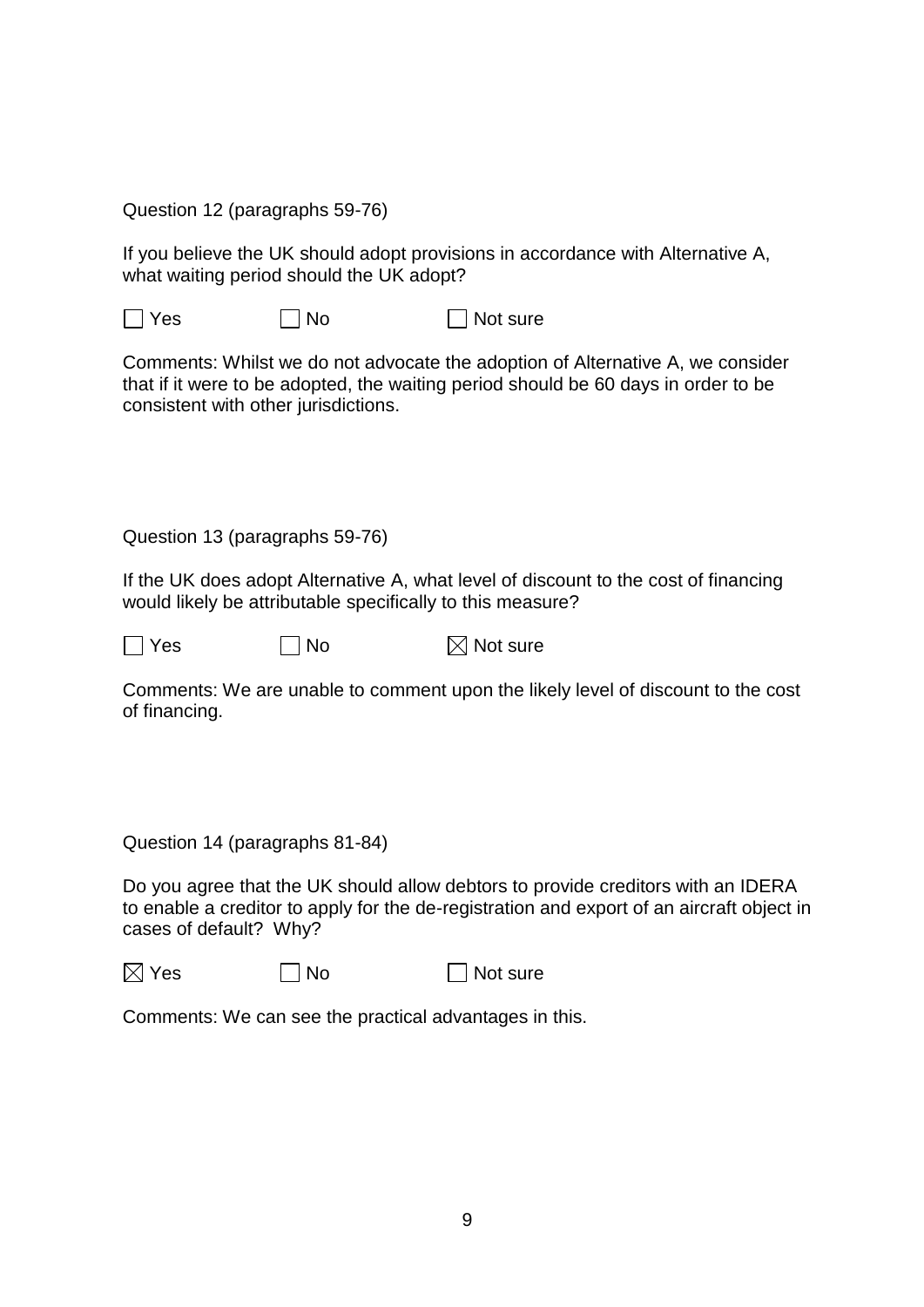Question 12 (paragraphs 59-76)

If you believe the UK should adopt provisions in accordance with Alternative A, what waiting period should the UK adopt?

☐ Yes ☐ No ☐ Not sure

Comments: Whilst we do not advocate the adoption of Alternative A, we consider that if it were to be adopted, the waiting period should be 60 days in order to be consistent with other jurisdictions.

Question 13 (paragraphs 59-76)

If the UK does adopt Alternative A, what level of discount to the cost of financing would likely be attributable specifically to this measure?

☐ Yes ☐ No ☒ Not sure

Comments: We are unable to comment upon the likely level of discount to the cost of financing.

Question 14 (paragraphs 81-84)

Do you agree that the UK should allow debtors to provide creditors with an IDERA to enable a creditor to apply for the de-registration and export of an aircraft object in cases of default? Why?

☒ Yes ☐ No ☐ Not sure

Comments: We can see the practical advantages in this.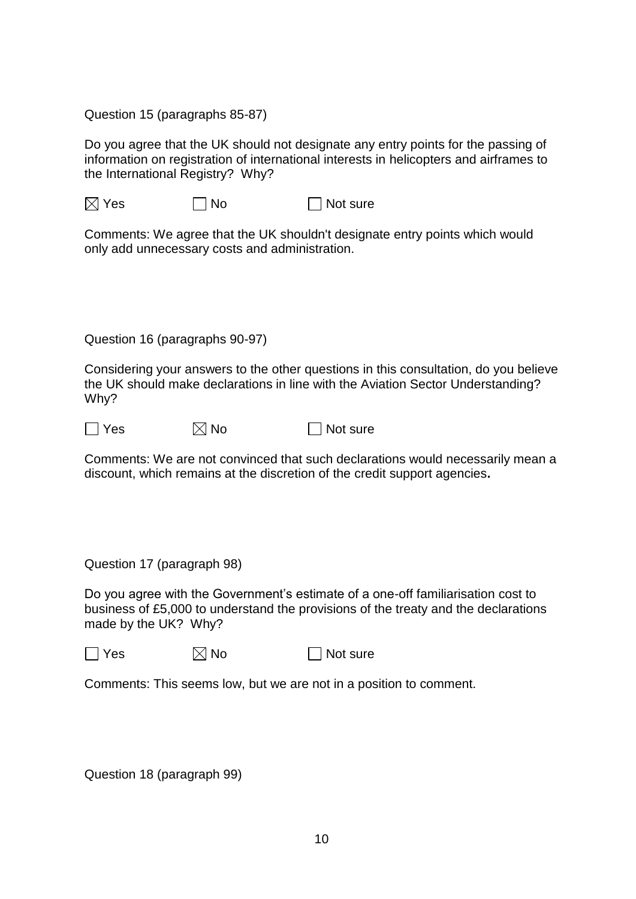Question 15 (paragraphs 85-87)

Do you agree that the UK should not designate any entry points for the passing of information on registration of international interests in helicopters and airframes to the International Registry? Why?

☒ Yes ☐ No ☐ Not sure

Comments: We agree that the UK shouldn't designate entry points which would only add unnecessary costs and administration.

Question 16 (paragraphs 90-97)

Considering your answers to the other questions in this consultation, do you believe the UK should make declarations in line with the Aviation Sector Understanding? Why?

☐ Yes ☒ No ☐ Not sure

Comments: We are not convinced that such declarations would necessarily mean a discount, which remains at the discretion of the credit support agencies**.**

Question 17 (paragraph 98)

Do you agree with the Government's estimate of a one-off familiarisation cost to business of £5,000 to understand the provisions of the treaty and the declarations made by the UK? Why?

☐ Yes ☒ No ☐ Not sure

Comments: This seems low, but we are not in a position to comment.

Question 18 (paragraph 99)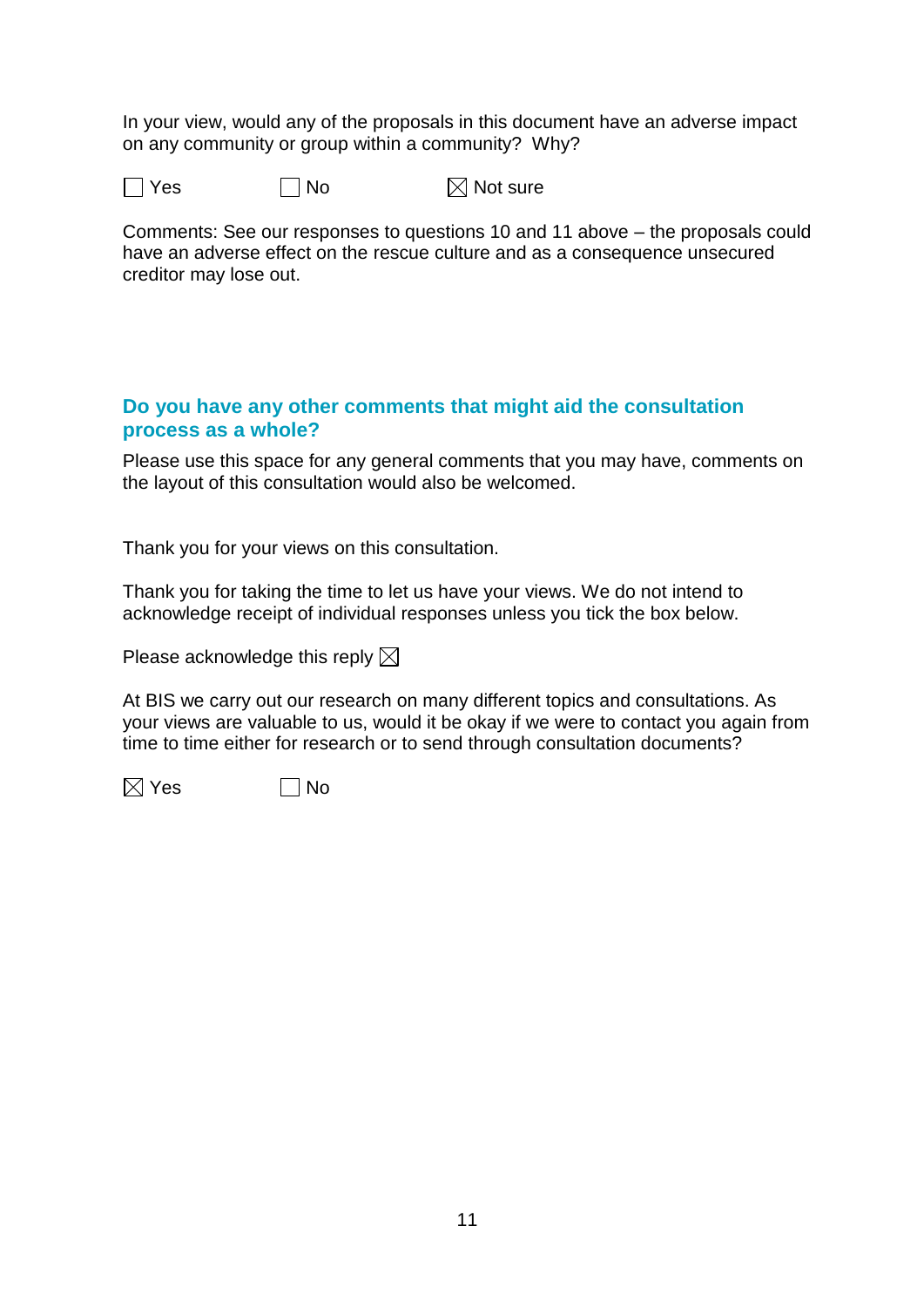In your view, would any of the proposals in this document have an adverse impact on any community or group within a community? Why?

☐ Yes ☐ No ☒ Not sure

Comments: See our responses to questions 10 and 11 above – the proposals could have an adverse effect on the rescue culture and as a consequence unsecured creditor may lose out.

## Do you have any other comments that might aid the consultation process as a whole?

Please use this space for any general comments that you may have, comments on the layout of this consultation would also be welcomed.

Thank you for your views on this consultation.

Thank you for taking the time to let us have your views. We do not intend to acknowledge receipt of individual responses unless you tick the box below.

Please acknowledge this reply ☒

At BIS we carry out our research on many different topics and consultations. As your views are valuable to us, would it be okay if we were to contact you again from time to time either for research or to send through consultation documents?

☒ Yes ☐ No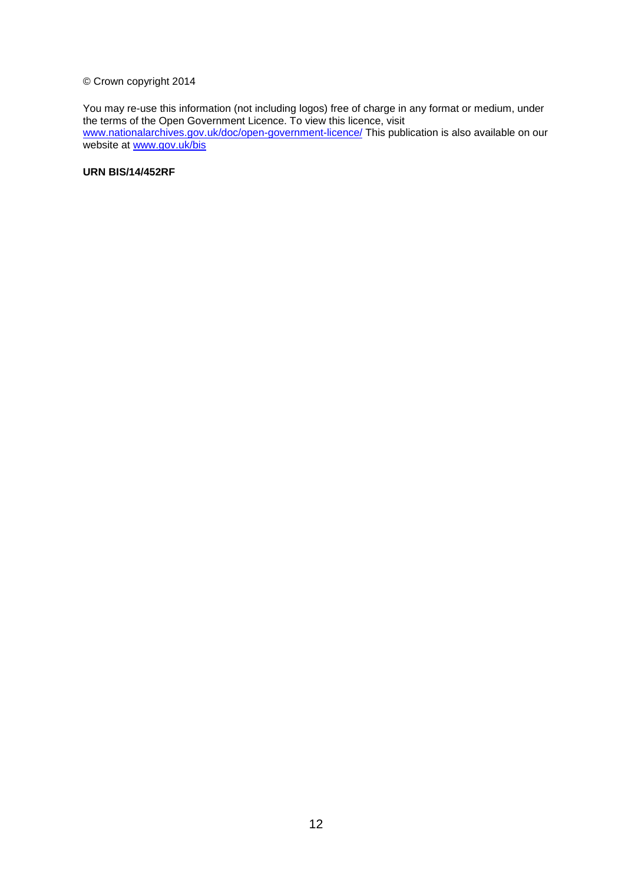© Crown copyright 2014

You may re-use this information (not including logos) free of charge in any format or medium, under the terms of the Open Government Licence. To view this licence, visit www.nationalarchives.gov.uk/doc/open-government-licence/ This publication is also available on our website at www.gov.uk/bis

**URN BIS/14/452RF**